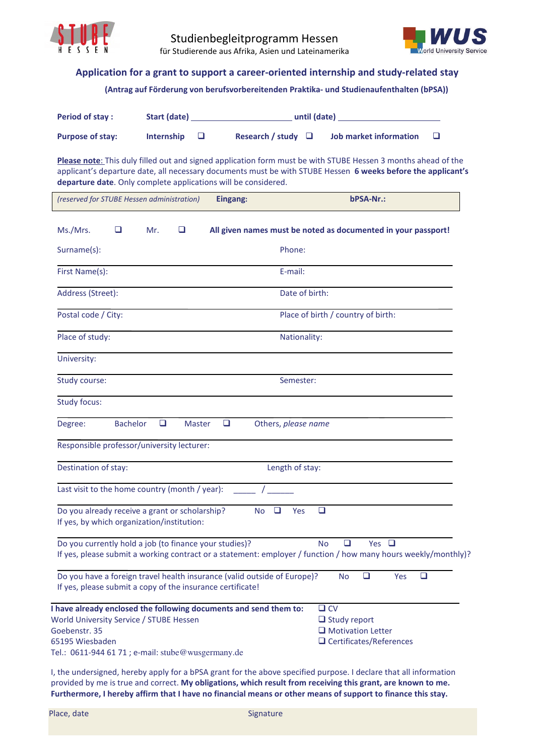Studienbegleitprogramm Hessen
für Studierende aus Afrika, Asien und Lateinamerika

## Application for a grant to support a career-oriented internship and study-related stay

**(Antrag auf Förderung von berufsvorbereitenden Praktika- und Studienaufenthalten (bPSA))**

**Period of stay :** **Start (date)** ______________________ **until (date)** ______________________

**Purpose of stay:** **Internship** ❑ **Research / study** ❑ **Job market information** ❑

**Please note**: This duly filled out and signed application form must be with STUBE Hessen 3 months ahead of the applicant's departure date, all necessary documents must be with STUBE Hessen **6 weeks before the applicant's departure date**. Only complete applications will be considered.

| *(reserved for STUBE Hessen administration)* | **Eingang:** | **bPSA-Nr.:** |
|---|---|---|

Ms./Mrs. ❑ Mr. ❑ **All given names must be noted as documented in your passport!**

| | |
|---|---|
| Surname(s): | Phone: |
| First Name(s): | E-mail: |
| Address (Street): | Date of birth: |
| Postal code / City: | Place of birth / country of birth: |
| Place of study: | Nationality: |
| University: | |
| Study course: | Semester: |
| Study focus: | |

Degree: Bachelor ❑ Master ❑ Others, *please name*

Responsible professor/university lecturer:

Destination of stay: Length of stay:

Last visit to the home country (month / year): _____ / ______

Do you already receive a grant or scholarship? No ❑ Yes ❑
If yes, by which organization/institution:

Do you currently hold a job (to finance your studies)? No ❑ Yes ❑
If yes, please submit a working contract or a statement: employer / function / how many hours weekly/monthly)?

Do you have a foreign travel health insurance (valid outside of Europe)? No ❑ Yes ❑
If yes, please submit a copy of the insurance certificate!

**I have already enclosed the following documents and send them to:**
World University Service / STUBE Hessen
Goebenstr. 35
65195 Wiesbaden
Tel.: 0611-944 61 71 ; e-mail: stube@wusgermany.de

- ❑ CV
- ❑ Study report
- ❑ Motivation Letter
- ❑ Certificates/References

I, the undersigned, hereby apply for a bPSA grant for the above specified purpose. I declare that all information provided by me is true and correct. **My obligations, which result from receiving this grant, are known to me. Furthermore, I hereby affirm that I have no financial means or other means of support to finance this stay.**

Place, date Signature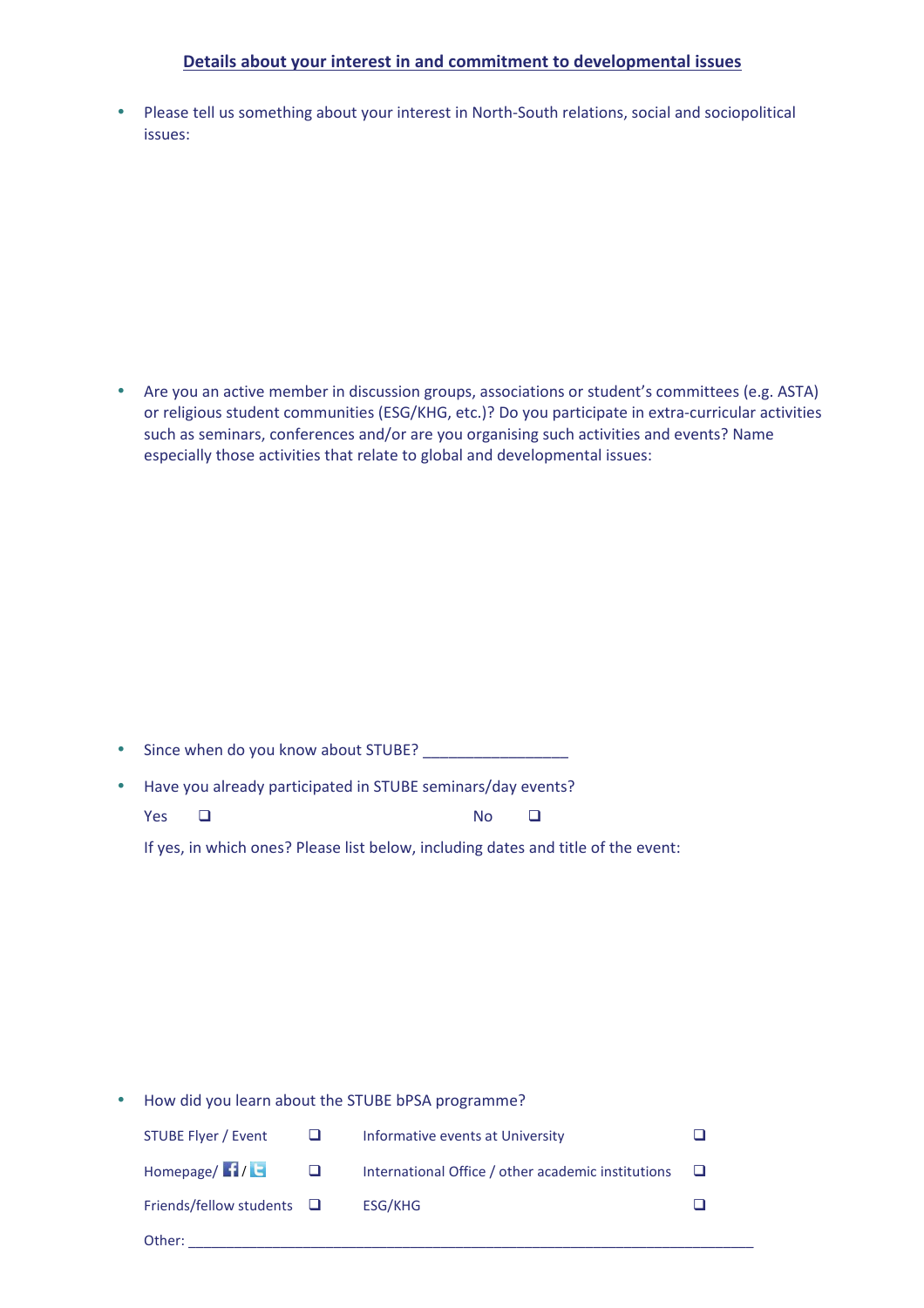**Details about your interest in and commitment to developmental issues**

- Please tell us something about your interest in North-South relations, social and sociopolitical issues:

- Are you an active member in discussion groups, associations or student's committees (e.g. ASTA) or religious student communities (ESG/KHG, etc.)? Do you participate in extra-curricular activities such as seminars, conferences and/or are you organising such activities and events? Name especially those activities that relate to global and developmental issues:

- Since when do you know about STUBE? ________________

- Have you already participated in STUBE seminars/day events?

  Yes ❑ No ❑

  If yes, in which ones? Please list below, including dates and title of the event:

- How did you learn about the STUBE bPSA programme?

| | | | |
|---|---|---|---|
| STUBE Flyer / Event | ❑ | Informative events at University | ❑ |
| Homepage/ f / t | ❑ | International Office / other academic institutions | ❑ |
| Friends/fellow students | ❑ | ESG/KHG | ❑ |

Other: ______________________________________________________________________